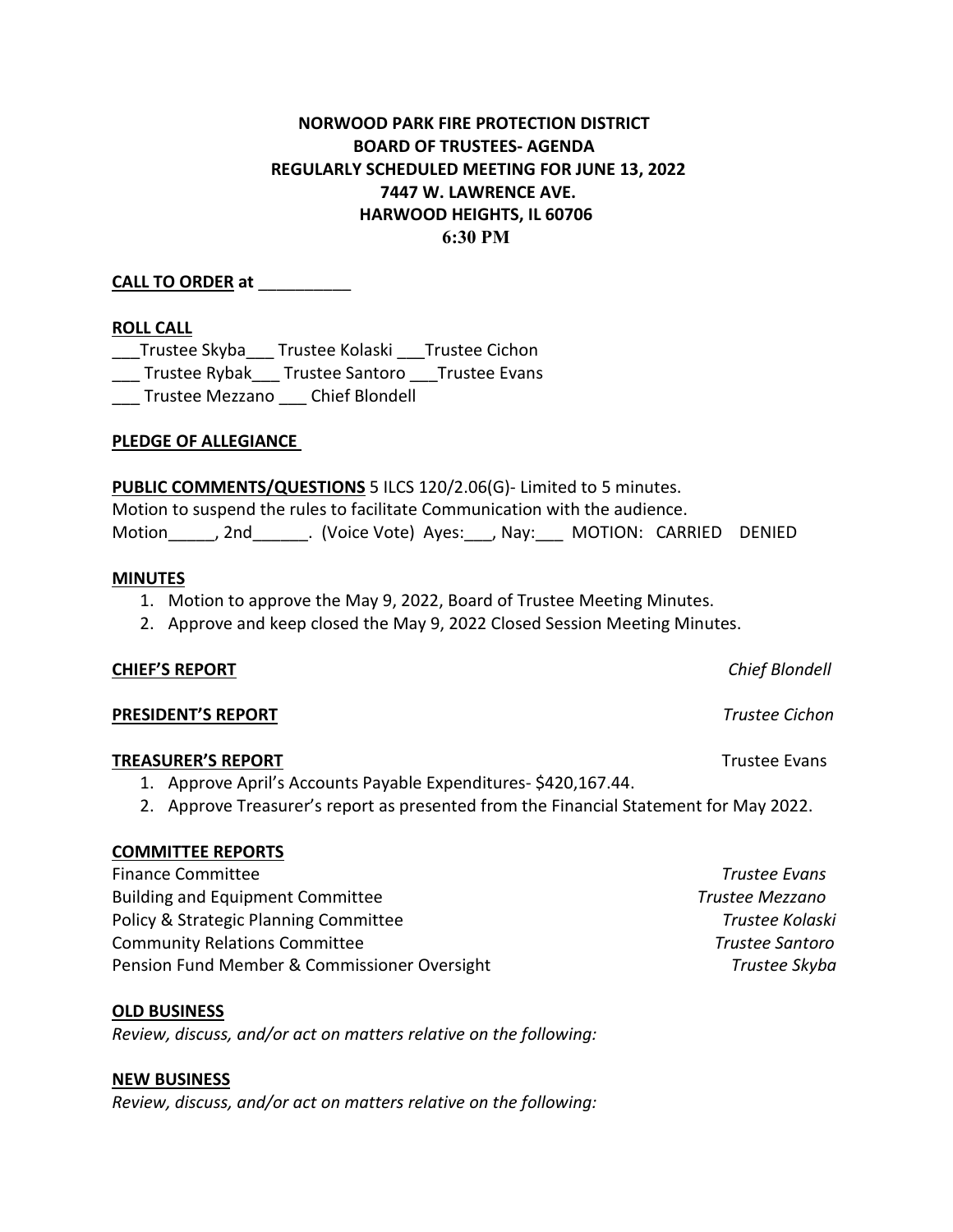**NORWOOD PARK FIRE PROTECTION DISTRICT**
**BOARD OF TRUSTEES- AGENDA**
**REGULARLY SCHEDULED MEETING FOR JUNE 13, 2022**
**7447 W. LAWRENCE AVE.**
**HARWOOD HEIGHTS, IL 60706**
**6:30 PM**

**CALL TO ORDER at** __________

**ROLL CALL**

___Trustee Skyba___ Trustee Kolaski ___Trustee Cichon
___ Trustee Rybak___ Trustee Santoro ___Trustee Evans
___ Trustee Mezzano ___ Chief Blondell

**PLEDGE OF ALLEGIANCE**

**PUBLIC COMMENTS/QUESTIONS** 5 ILCS 120/2.06(G)- Limited to 5 minutes.
Motion to suspend the rules to facilitate Communication with the audience.
Motion_____, 2nd______. (Voice Vote) Ayes:___, Nay:___ MOTION: CARRIED DENIED

**MINUTES**

1. Motion to approve the May 9, 2022, Board of Trustee Meeting Minutes.
2. Approve and keep closed the May 9, 2022 Closed Session Meeting Minutes.

**CHIEF'S REPORT** *Chief Blondell*

**PRESIDENT'S REPORT** *Trustee Cichon*

**TREASURER'S REPORT** Trustee Evans

1. Approve April's Accounts Payable Expenditures- $420,167.44.
2. Approve Treasurer's report as presented from the Financial Statement for May 2022.

**COMMITTEE REPORTS**

Finance Committee *Trustee Evans*
Building and Equipment Committee *Trustee Mezzano*
Policy & Strategic Planning Committee *Trustee Kolaski*
Community Relations Committee *Trustee Santoro*
Pension Fund Member & Commissioner Oversight *Trustee Skyba*

**OLD BUSINESS**

*Review, discuss, and/or act on matters relative on the following:*

**NEW BUSINESS**

*Review, discuss, and/or act on matters relative on the following:*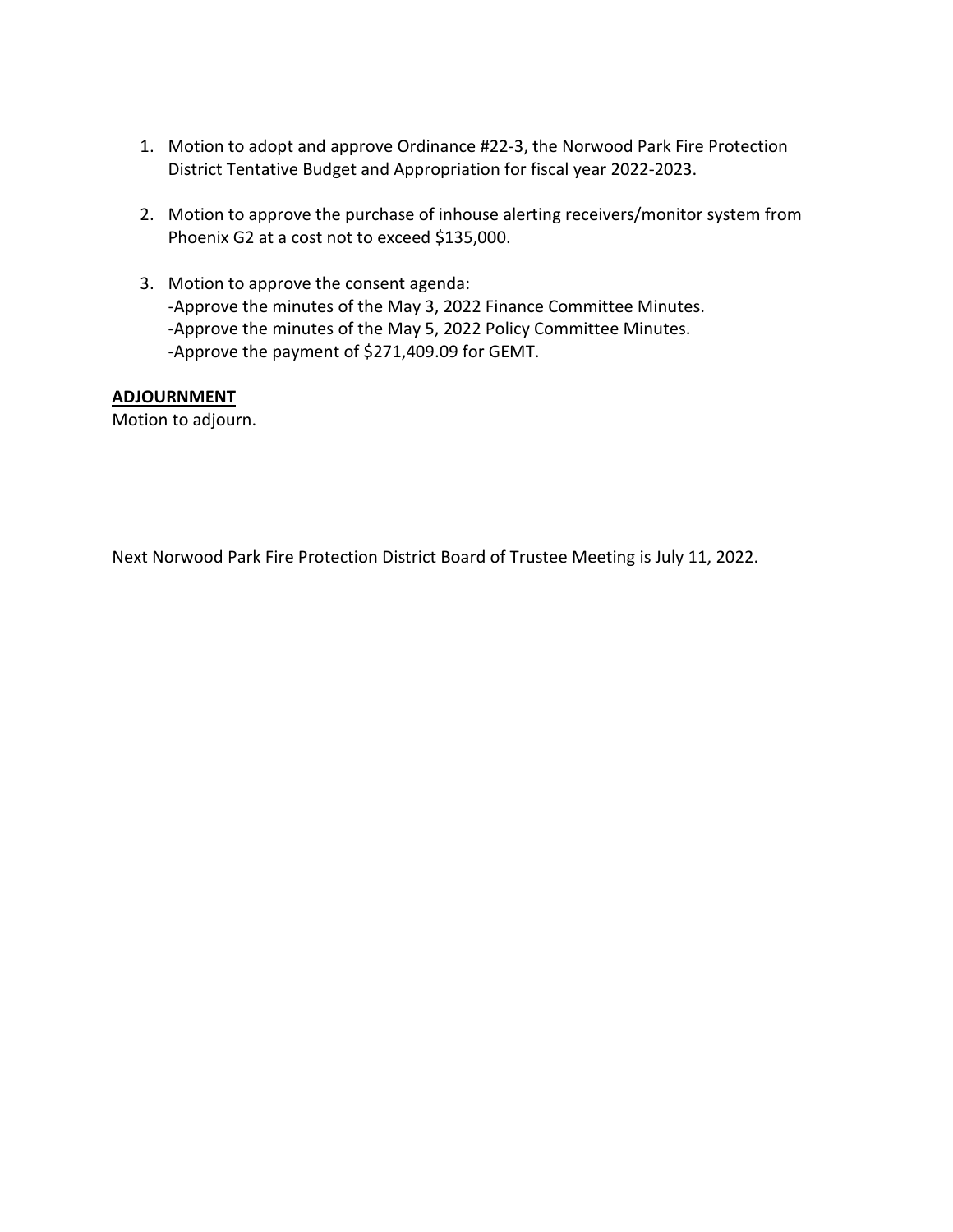1. Motion to adopt and approve Ordinance #22-3, the Norwood Park Fire Protection District Tentative Budget and Appropriation for fiscal year 2022-2023.

2. Motion to approve the purchase of inhouse alerting receivers/monitor system from Phoenix G2 at a cost not to exceed $135,000.

3. Motion to approve the consent agenda:
   -Approve the minutes of the May 3, 2022 Finance Committee Minutes.
   -Approve the minutes of the May 5, 2022 Policy Committee Minutes.
   -Approve the payment of $271,409.09 for GEMT.

**ADJOURNMENT**

Motion to adjourn.

Next Norwood Park Fire Protection District Board of Trustee Meeting is July 11, 2022.